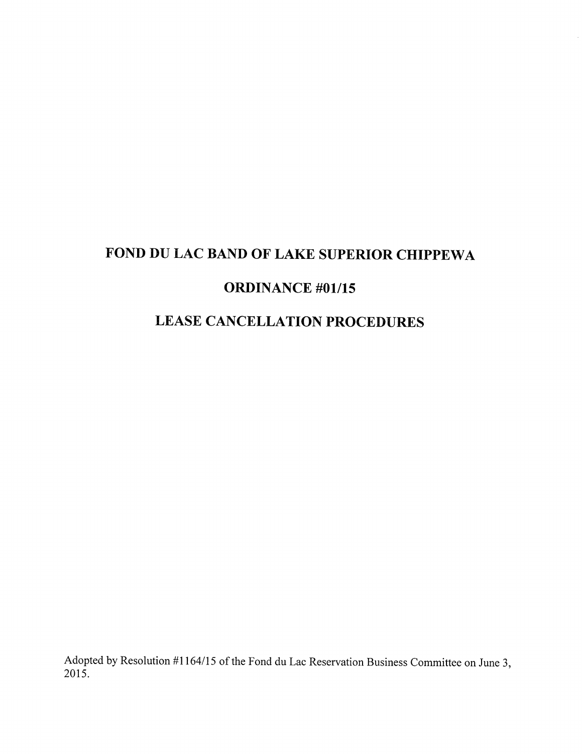# FOND DU LAC BAND OF LAKE SUPERIOR CHIPPEWA

# ORDINANCE #01/15

# LEASE CANCELLATION PROCEDURES

Adopted by Resolution #1164/15 of the Fond du Lac Reservation Business Committee on June 3, 2015.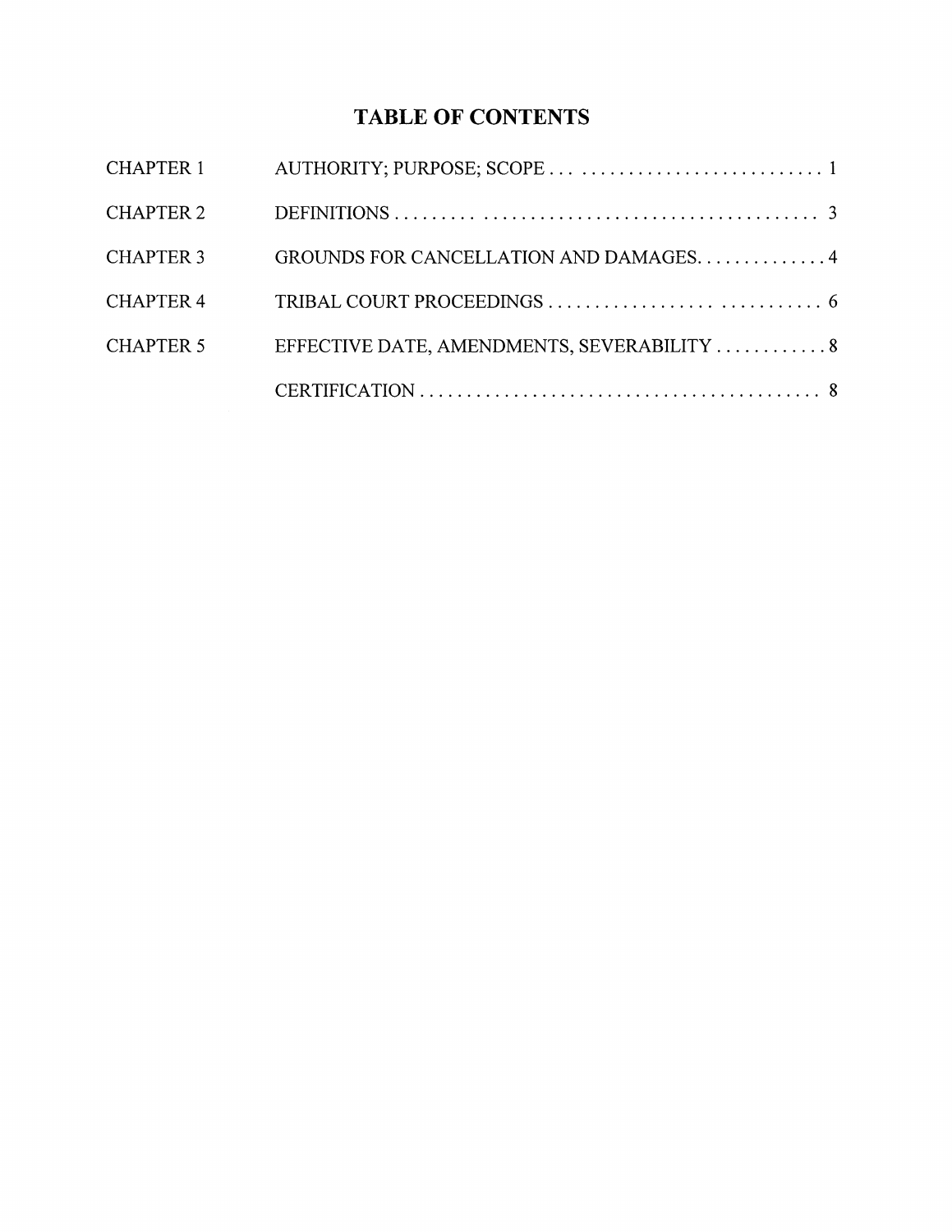# TABLE OF CONTENTS

| | | |
|---|---|---|
| CHAPTER 1 | AUTHORITY; PURPOSE; SCOPE | 1 |
| CHAPTER 2 | DEFINITIONS | 3 |
| CHAPTER 3 | GROUNDS FOR CANCELLATION AND DAMAGES | 4 |
| CHAPTER 4 | TRIBAL COURT PROCEEDINGS | 6 |
| CHAPTER 5 | EFFECTIVE DATE, AMENDMENTS, SEVERABILITY | 8 |
| | CERTIFICATION | 8 |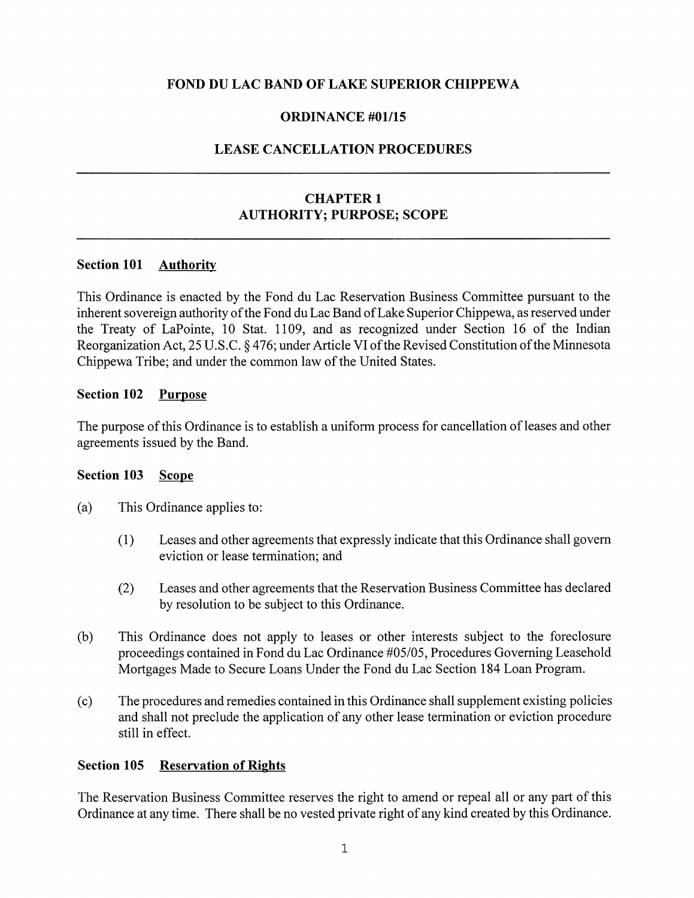# FOND DU LAC BAND OF LAKE SUPERIOR CHIPPEWA

## ORDINANCE #01/15

## LEASE CANCELLATION PROCEDURES

---

## CHAPTER 1
## AUTHORITY; PURPOSE; SCOPE

---

### Section 101 Authority

This Ordinance is enacted by the Fond du Lac Reservation Business Committee pursuant to the inherent sovereign authority of the Fond du Lac Band of Lake Superior Chippewa, as reserved under the Treaty of LaPointe, 10 Stat. 1109, and as recognized under Section 16 of the Indian Reorganization Act, 25 U.S.C. § 476; under Article VI of the Revised Constitution of the Minnesota Chippewa Tribe; and under the common law of the United States.

### Section 102 Purpose

The purpose of this Ordinance is to establish a uniform process for cancellation of leases and other agreements issued by the Band.

### Section 103 Scope

(a) This Ordinance applies to:

(1) Leases and other agreements that expressly indicate that this Ordinance shall govern eviction or lease termination; and

(2) Leases and other agreements that the Reservation Business Committee has declared by resolution to be subject to this Ordinance.

(b) This Ordinance does not apply to leases or other interests subject to the foreclosure proceedings contained in Fond du Lac Ordinance #05/05, Procedures Governing Leasehold Mortgages Made to Secure Loans Under the Fond du Lac Section 184 Loan Program.

(c) The procedures and remedies contained in this Ordinance shall supplement existing policies and shall not preclude the application of any other lease termination or eviction procedure still in effect.

### Section 105 Reservation of Rights

The Reservation Business Committee reserves the right to amend or repeal all or any part of this Ordinance at any time. There shall be no vested private right of any kind created by this Ordinance.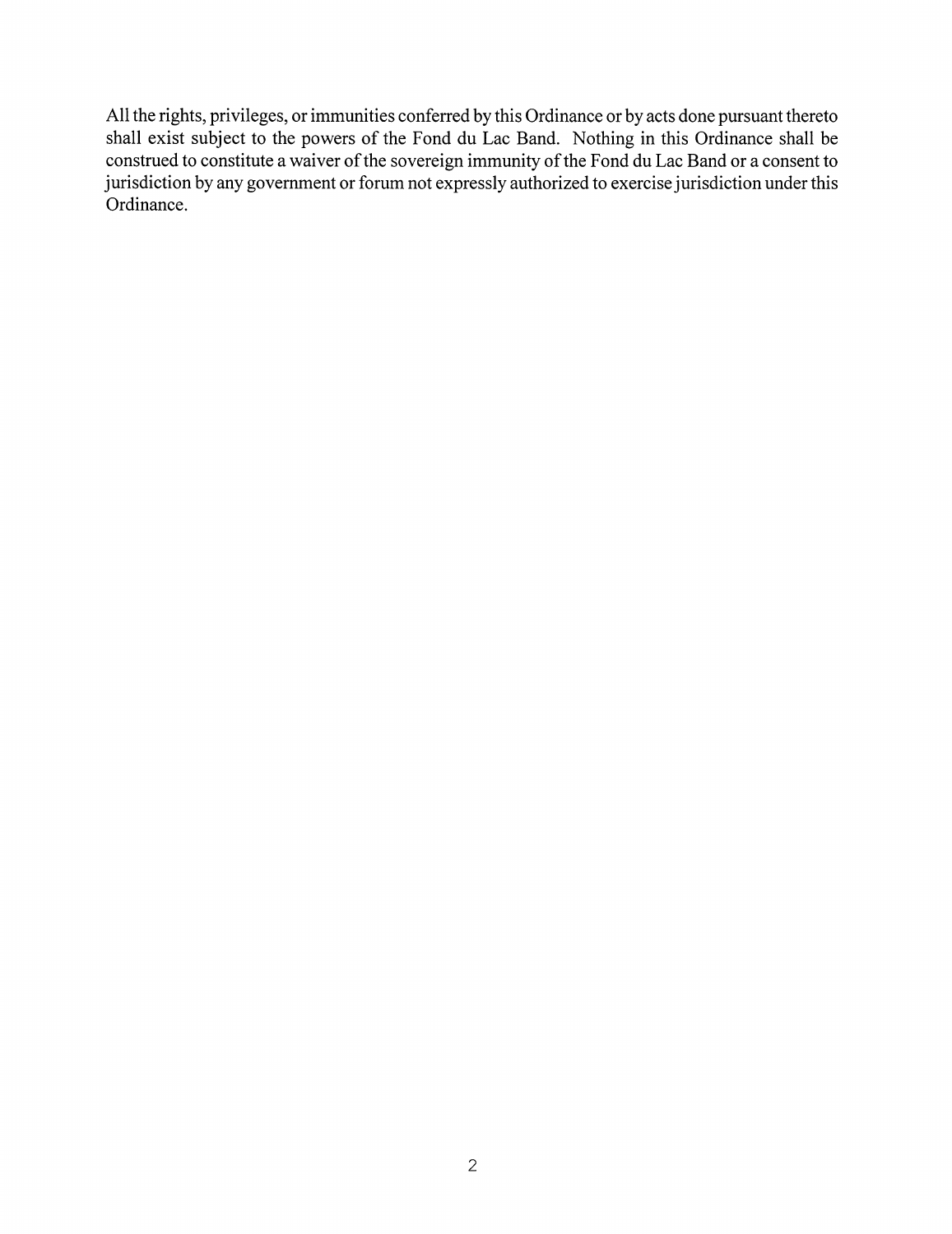All the rights, privileges, or immunities conferred by this Ordinance or by acts done pursuant thereto shall exist subject to the powers of the Fond du Lac Band. Nothing in this Ordinance shall be construed to constitute a waiver of the sovereign immunity of the Fond du Lac Band or a consent to jurisdiction by any government or forum not expressly authorized to exercise jurisdiction under this Ordinance.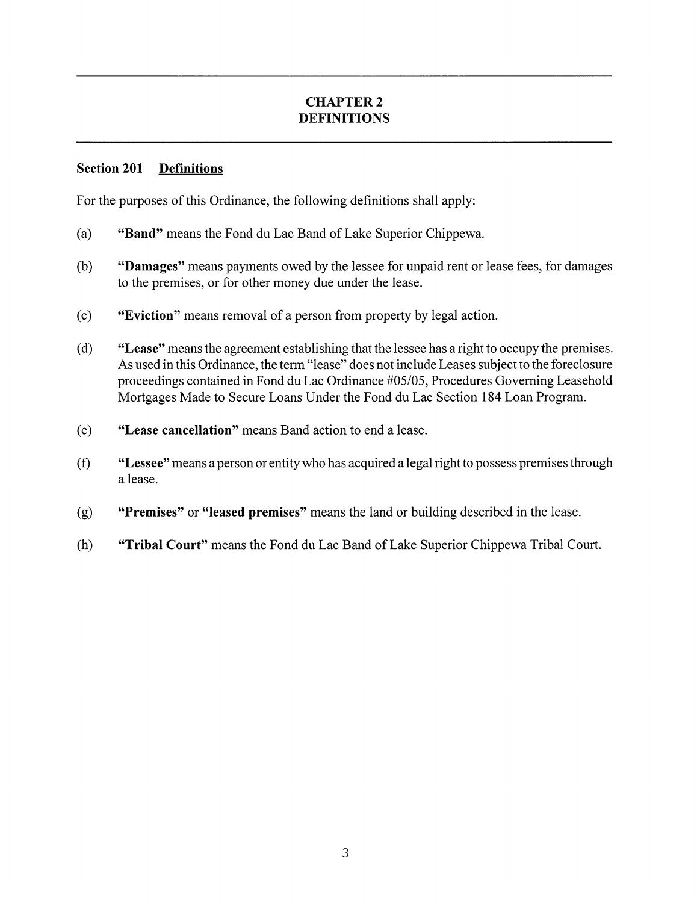# CHAPTER 2
# DEFINITIONS

## Section 201 Definitions

For the purposes of this Ordinance, the following definitions shall apply:

(a) **"Band"** means the Fond du Lac Band of Lake Superior Chippewa.

(b) **"Damages"** means payments owed by the lessee for unpaid rent or lease fees, for damages to the premises, or for other money due under the lease.

(c) **"Eviction"** means removal of a person from property by legal action.

(d) **"Lease"** means the agreement establishing that the lessee has a right to occupy the premises. As used in this Ordinance, the term "lease" does not include Leases subject to the foreclosure proceedings contained in Fond du Lac Ordinance #05/05, Procedures Governing Leasehold Mortgages Made to Secure Loans Under the Fond du Lac Section 184 Loan Program.

(e) **"Lease cancellation"** means Band action to end a lease.

(f) **"Lessee"** means a person or entity who has acquired a legal right to possess premises through a lease.

(g) **"Premises"** or **"leased premises"** means the land or building described in the lease.

(h) **"Tribal Court"** means the Fond du Lac Band of Lake Superior Chippewa Tribal Court.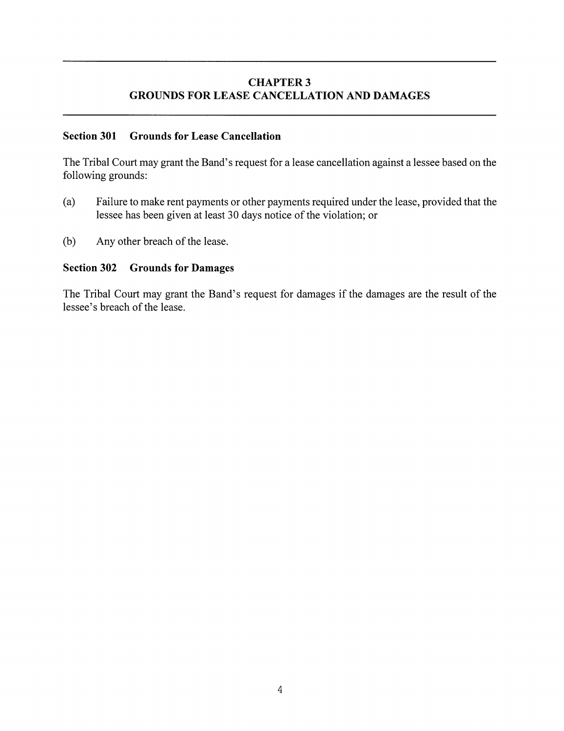## CHAPTER 3
## GROUNDS FOR LEASE CANCELLATION AND DAMAGES

### Section 301 Grounds for Lease Cancellation

The Tribal Court may grant the Band's request for a lease cancellation against a lessee based on the following grounds:

(a) Failure to make rent payments or other payments required under the lease, provided that the lessee has been given at least 30 days notice of the violation; or

(b) Any other breach of the lease.

### Section 302 Grounds for Damages

The Tribal Court may grant the Band's request for damages if the damages are the result of the lessee's breach of the lease.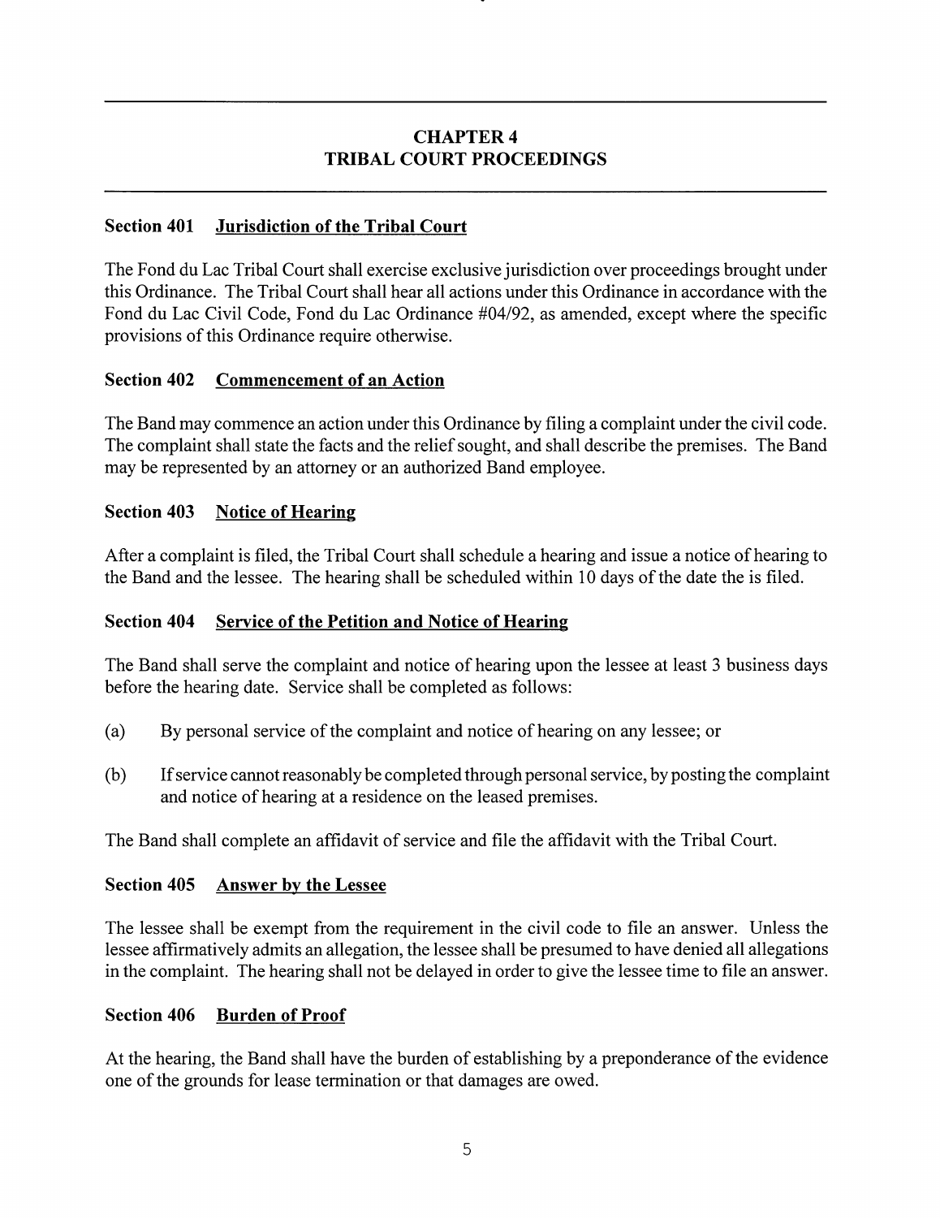# CHAPTER 4
# TRIBAL COURT PROCEEDINGS

### Section 401 Jurisdiction of the Tribal Court

The Fond du Lac Tribal Court shall exercise exclusive jurisdiction over proceedings brought under this Ordinance. The Tribal Court shall hear all actions under this Ordinance in accordance with the Fond du Lac Civil Code, Fond du Lac Ordinance #04/92, as amended, except where the specific provisions of this Ordinance require otherwise.

### Section 402 Commencement of an Action

The Band may commence an action under this Ordinance by filing a complaint under the civil code. The complaint shall state the facts and the relief sought, and shall describe the premises. The Band may be represented by an attorney or an authorized Band employee.

### Section 403 Notice of Hearing

After a complaint is filed, the Tribal Court shall schedule a hearing and issue a notice of hearing to the Band and the lessee. The hearing shall be scheduled within 10 days of the date the is filed.

### Section 404 Service of the Petition and Notice of Hearing

The Band shall serve the complaint and notice of hearing upon the lessee at least 3 business days before the hearing date. Service shall be completed as follows:

(a) By personal service of the complaint and notice of hearing on any lessee; or

(b) If service cannot reasonably be completed through personal service, by posting the complaint and notice of hearing at a residence on the leased premises.

The Band shall complete an affidavit of service and file the affidavit with the Tribal Court.

### Section 405 Answer by the Lessee

The lessee shall be exempt from the requirement in the civil code to file an answer. Unless the lessee affirmatively admits an allegation, the lessee shall be presumed to have denied all allegations in the complaint. The hearing shall not be delayed in order to give the lessee time to file an answer.

### Section 406 Burden of Proof

At the hearing, the Band shall have the burden of establishing by a preponderance of the evidence one of the grounds for lease termination or that damages are owed.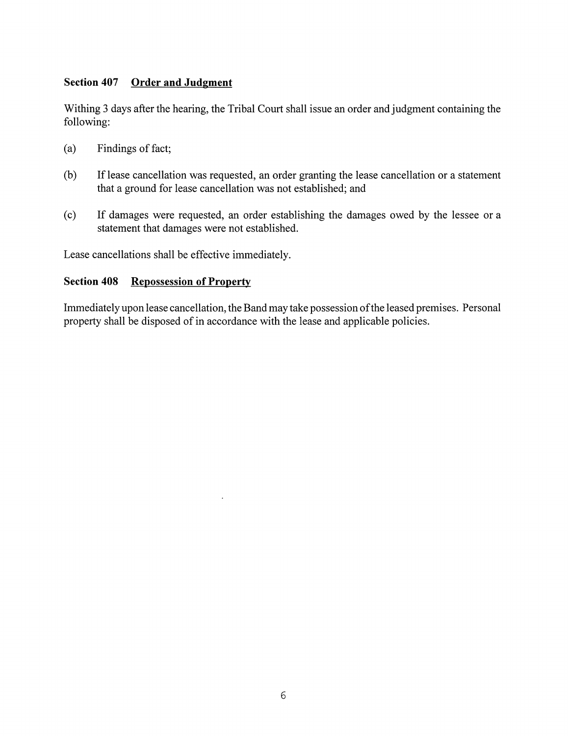### Section 407 <u>Order and Judgment</u>

Withing 3 days after the hearing, the Tribal Court shall issue an order and judgment containing the following:

(a) Findings of fact;

(b) If lease cancellation was requested, an order granting the lease cancellation or a statement that a ground for lease cancellation was not established; and

(c) If damages were requested, an order establishing the damages owed by the lessee or a statement that damages were not established.

Lease cancellations shall be effective immediately.

### Section 408 <u>Repossession of Property</u>

Immediately upon lease cancellation, the Band may take possession of the leased premises. Personal property shall be disposed of in accordance with the lease and applicable policies.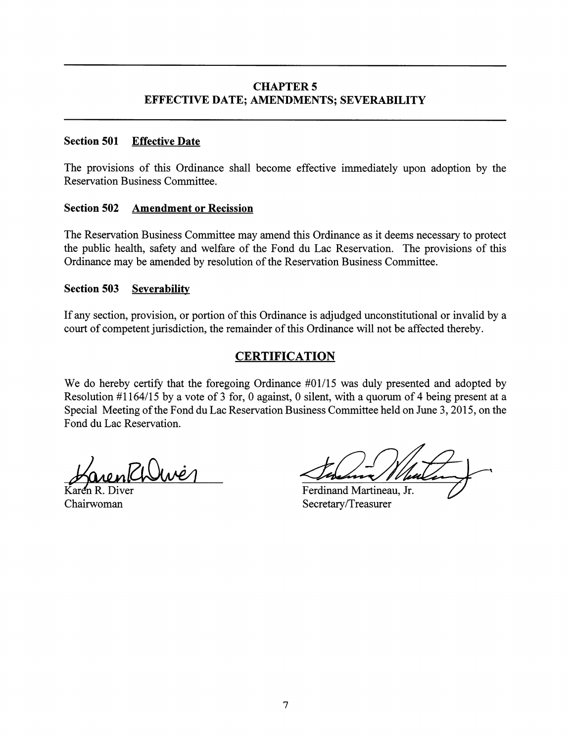## CHAPTER 5
## EFFECTIVE DATE; AMENDMENTS; SEVERABILITY

**Section 501 Effective Date**

The provisions of this Ordinance shall become effective immediately upon adoption by the Reservation Business Committee.

**Section 502 Amendment or Recission**

The Reservation Business Committee may amend this Ordinance as it deems necessary to protect the public health, safety and welfare of the Fond du Lac Reservation. The provisions of this Ordinance may be amended by resolution of the Reservation Business Committee.

**Section 503 Severability**

If any section, provision, or portion of this Ordinance is adjudged unconstitutional or invalid by a court of competent jurisdiction, the remainder of this Ordinance will not be affected thereby.

## CERTIFICATION

We do hereby certify that the foregoing Ordinance #01/15 was duly presented and adopted by Resolution #1164/15 by a vote of 3 for, 0 against, 0 silent, with a quorum of 4 being present at a Special Meeting of the Fond du Lac Reservation Business Committee held on June 3, 2015, on the Fond du Lac Reservation.

Karen R. Diver
Chairwoman

Ferdinand Martineau, Jr.
Secretary/Treasurer